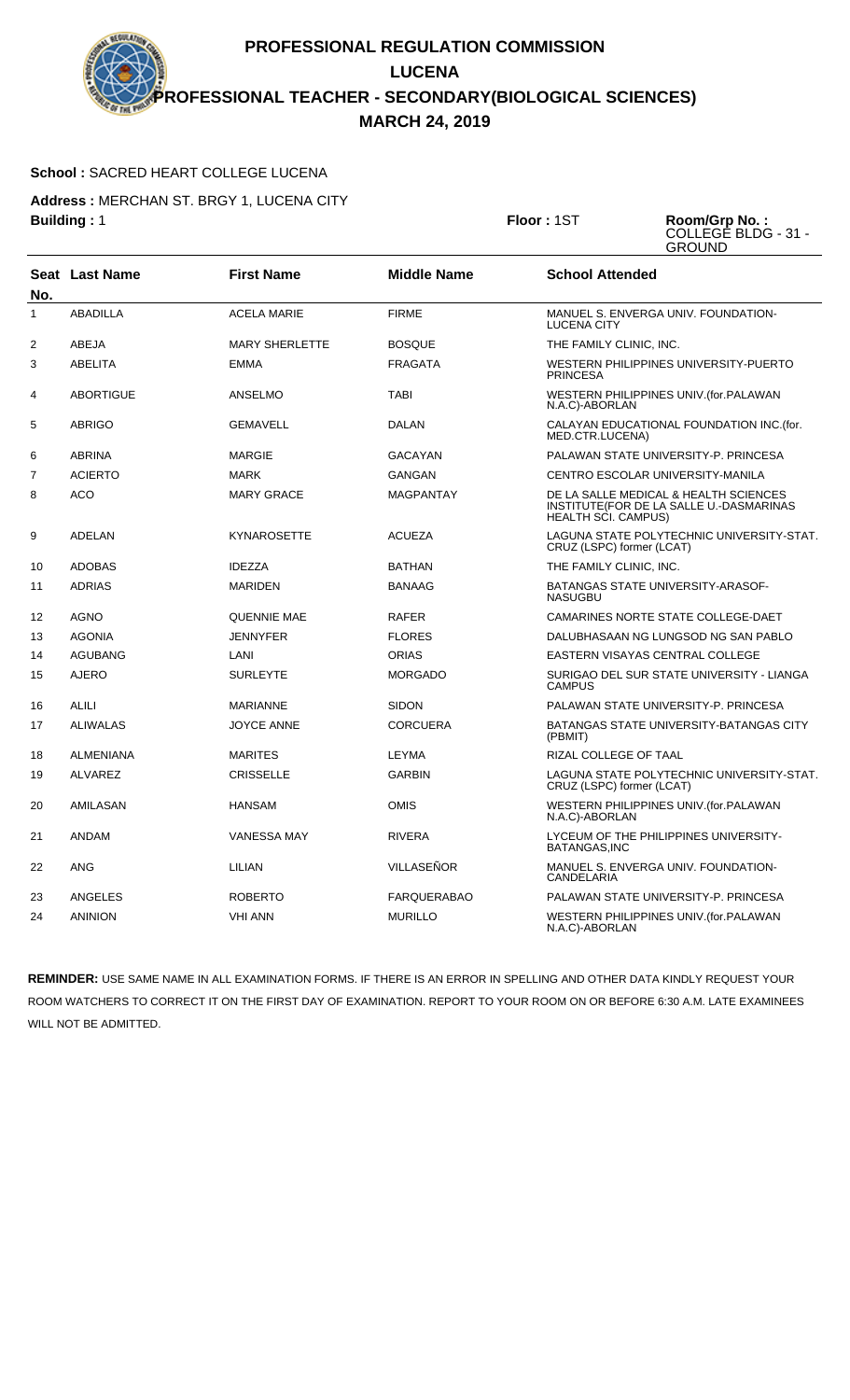# PROFESSIONAL REGULATION COMMISSION
## LUCENA
## PROFESSIONAL TEACHER - SECONDARY(BIOLOGICAL SCIENCES)
## MARCH 24, 2019

**School :** SACRED HEART COLLEGE LUCENA

**Address :** MERCHAN ST. BRGY 1, LUCENA CITY

**Building :** 1 **Floor :** 1ST **Room/Grp No. :** COLLEGE BLDG - 31 - GROUND

| Seat No. | Last Name | First Name | Middle Name | School Attended |
|---|---|---|---|---|
| 1 | ABADILLA | ACELA MARIE | FIRME | MANUEL S. ENVERGA UNIV. FOUNDATION-LUCENA CITY |
| 2 | ABEJA | MARY SHERLETTE | BOSQUE | THE FAMILY CLINIC, INC. |
| 3 | ABELITA | EMMA | FRAGATA | WESTERN PHILIPPINES UNIVERSITY-PUERTO PRINCESA |
| 4 | ABORTIGUE | ANSELMO | TABI | WESTERN PHILIPPINES UNIV.(for.PALAWAN N.A.C)-ABORLAN |
| 5 | ABRIGO | GEMAVELL | DALAN | CALAYAN EDUCATIONAL FOUNDATION INC.(for. MED.CTR.LUCENA) |
| 6 | ABRINA | MARGIE | GACAYAN | PALAWAN STATE UNIVERSITY-P. PRINCESA |
| 7 | ACIERTO | MARK | GANGAN | CENTRO ESCOLAR UNIVERSITY-MANILA |
| 8 | ACO | MARY GRACE | MAGPANTAY | DE LA SALLE MEDICAL & HEALTH SCIENCES INSTITUTE(FOR DE LA SALLE U.-DASMARINAS HEALTH SCI. CAMPUS) |
| 9 | ADELAN | KYNAROSETTE | ACUEZA | LAGUNA STATE POLYTECHNIC UNIVERSITY-STAT. CRUZ (LSPC) former (LCAT) |
| 10 | ADOBAS | IDEZZA | BATHAN | THE FAMILY CLINIC, INC. |
| 11 | ADRIAS | MARIDEN | BANAAG | BATANGAS STATE UNIVERSITY-ARASOF-NASUGBU |
| 12 | AGNO | QUENNIE MAE | RAFER | CAMARINES NORTE STATE COLLEGE-DAET |
| 13 | AGONIA | JENNYFER | FLORES | DALUBHASAAN NG LUNGSOD NG SAN PABLO |
| 14 | AGUBANG | LANI | ORIAS | EASTERN VISAYAS CENTRAL COLLEGE |
| 15 | AJERO | SURLEYTE | MORGADO | SURIGAO DEL SUR STATE UNIVERSITY - LIANGA CAMPUS |
| 16 | ALILI | MARIANNE | SIDON | PALAWAN STATE UNIVERSITY-P. PRINCESA |
| 17 | ALIWALAS | JOYCE ANNE | CORCUERA | BATANGAS STATE UNIVERSITY-BATANGAS CITY (PBMIT) |
| 18 | ALMENIANA | MARITES | LEYMA | RIZAL COLLEGE OF TAAL |
| 19 | ALVAREZ | CRISSELLE | GARBIN | LAGUNA STATE POLYTECHNIC UNIVERSITY-STAT. CRUZ (LSPC) former (LCAT) |
| 20 | AMILASAN | HANSAM | OMIS | WESTERN PHILIPPINES UNIV.(for.PALAWAN N.A.C)-ABORLAN |
| 21 | ANDAM | VANESSA MAY | RIVERA | LYCEUM OF THE PHILIPPINES UNIVERSITY-BATANGAS,INC |
| 22 | ANG | LILIAN | VILLASEÑOR | MANUEL S. ENVERGA UNIV. FOUNDATION-CANDELARIA |
| 23 | ANGELES | ROBERTO | FARQUERABAO | PALAWAN STATE UNIVERSITY-P. PRINCESA |
| 24 | ANINION | VHI ANN | MURILLO | WESTERN PHILIPPINES UNIV.(for.PALAWAN N.A.C)-ABORLAN |

**REMINDER:** USE SAME NAME IN ALL EXAMINATION FORMS. IF THERE IS AN ERROR IN SPELLING AND OTHER DATA KINDLY REQUEST YOUR ROOM WATCHERS TO CORRECT IT ON THE FIRST DAY OF EXAMINATION. REPORT TO YOUR ROOM ON OR BEFORE 6:30 A.M. LATE EXAMINEES WILL NOT BE ADMITTED.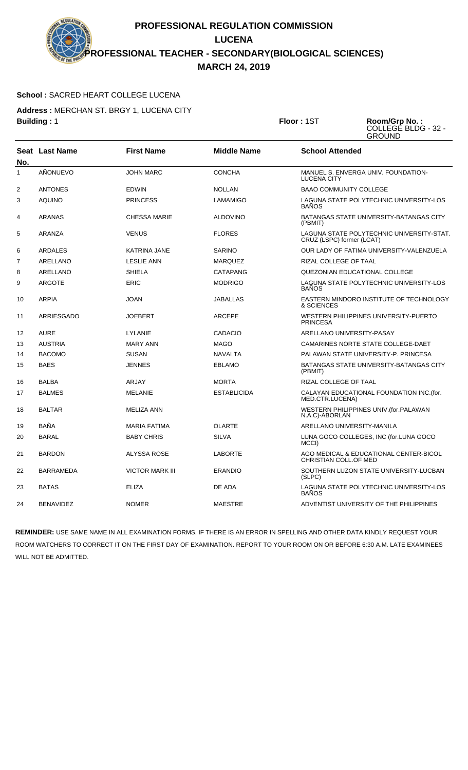# PROFESSIONAL REGULATION COMMISSION
## LUCENA
## PROFESSIONAL TEACHER - SECONDARY(BIOLOGICAL SCIENCES)
## MARCH 24, 2019

**School :** SACRED HEART COLLEGE LUCENA

**Address :** MERCHAN ST. BRGY 1, LUCENA CITY

**Building :** 1 **Floor :** 1ST **Room/Grp No. :** COLLEGE BLDG - 32 - GROUND

| Seat No. | Last Name | First Name | Middle Name | School Attended |
|---|---|---|---|---|
| 1 | AÑONUEVO | JOHN MARC | CONCHA | MANUEL S. ENVERGA UNIV. FOUNDATION-LUCENA CITY |
| 2 | ANTONES | EDWIN | NOLLAN | BAAO COMMUNITY COLLEGE |
| 3 | AQUINO | PRINCESS | LAMAMIGO | LAGUNA STATE POLYTECHNIC UNIVERSITY-LOS BAÑOS |
| 4 | ARANAS | CHESSA MARIE | ALDOVINO | BATANGAS STATE UNIVERSITY-BATANGAS CITY (PBMIT) |
| 5 | ARANZA | VENUS | FLORES | LAGUNA STATE POLYTECHNIC UNIVERSITY-STAT. CRUZ (LSPC) former (LCAT) |
| 6 | ARDALES | KATRINA JANE | SARINO | OUR LADY OF FATIMA UNIVERSITY-VALENZUELA |
| 7 | ARELLANO | LESLIE ANN | MARQUEZ | RIZAL COLLEGE OF TAAL |
| 8 | ARELLANO | SHIELA | CATAPANG | QUEZONIAN EDUCATIONAL COLLEGE |
| 9 | ARGOTE | ERIC | MODRIGO | LAGUNA STATE POLYTECHNIC UNIVERSITY-LOS BAÑOS |
| 10 | ARPIA | JOAN | JABALLAS | EASTERN MINDORO INSTITUTE OF TECHNOLOGY & SCIENCES |
| 11 | ARRIESGADO | JOEBERT | ARCEPE | WESTERN PHILIPPINES UNIVERSITY-PUERTO PRINCESA |
| 12 | AURE | LYLANIE | CADACIO | ARELLANO UNIVERSITY-PASAY |
| 13 | AUSTRIA | MARY ANN | MAGO | CAMARINES NORTE STATE COLLEGE-DAET |
| 14 | BACOMO | SUSAN | NAVALTA | PALAWAN STATE UNIVERSITY-P. PRINCESA |
| 15 | BAES | JENNES | EBLAMO | BATANGAS STATE UNIVERSITY-BATANGAS CITY (PBMIT) |
| 16 | BALBA | ARJAY | MORTA | RIZAL COLLEGE OF TAAL |
| 17 | BALMES | MELANIE | ESTABLICIDA | CALAYAN EDUCATIONAL FOUNDATION INC.(for. MED.CTR.LUCENA) |
| 18 | BALTAR | MELIZA ANN | | WESTERN PHILIPPINES UNIV.(for.PALAWAN N.A.C)-ABORLAN |
| 19 | BAÑA | MARIA FATIMA | OLARTE | ARELLANO UNIVERSITY-MANILA |
| 20 | BARAL | BABY CHRIS | SILVA | LUNA GOCO COLLEGES, INC (for.LUNA GOCO MCCI) |
| 21 | BARDON | ALYSSA ROSE | LABORTE | AGO MEDICAL & EDUCATIONAL CENTER-BICOL CHRISTIAN COLL.OF MED |
| 22 | BARRAMEDA | VICTOR MARK III | ERANDIO | SOUTHERN LUZON STATE UNIVERSITY-LUCBAN (SLPC) |
| 23 | BATAS | ELIZA | DE ADA | LAGUNA STATE POLYTECHNIC UNIVERSITY-LOS BAÑOS |
| 24 | BENAVIDEZ | NOMER | MAESTRE | ADVENTIST UNIVERSITY OF THE PHILIPPINES |

**REMINDER:** USE SAME NAME IN ALL EXAMINATION FORMS. IF THERE IS AN ERROR IN SPELLING AND OTHER DATA KINDLY REQUEST YOUR ROOM WATCHERS TO CORRECT IT ON THE FIRST DAY OF EXAMINATION. REPORT TO YOUR ROOM ON OR BEFORE 6:30 A.M. LATE EXAMINEES WILL NOT BE ADMITTED.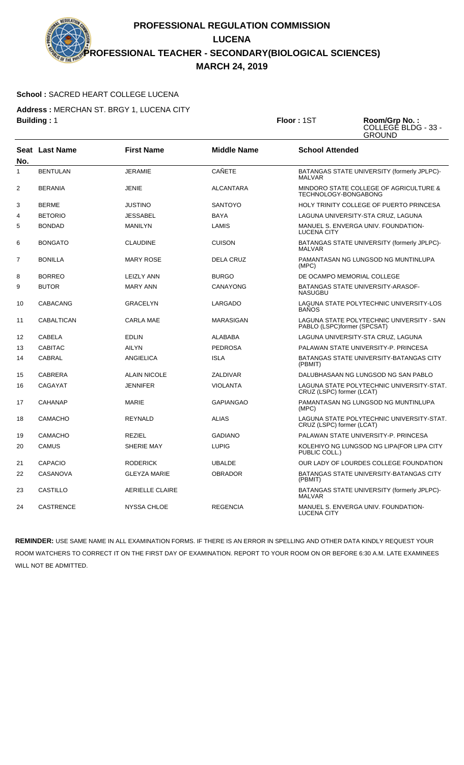# PROFESSIONAL REGULATION COMMISSION

## LUCENA

## PROFESSIONAL TEACHER - SECONDARY(BIOLOGICAL SCIENCES)

## MARCH 24, 2019

**School :** SACRED HEART COLLEGE LUCENA

**Address :** MERCHAN ST. BRGY 1, LUCENA CITY

**Building :** 1 **Floor :** 1ST **Room/Grp No. :** COLLEGE BLDG - 33 - GROUND

| Seat No. | Last Name | First Name | Middle Name | School Attended |
|---|---|---|---|---|
| 1 | BENTULAN | JERAMIE | CAÑETE | BATANGAS STATE UNIVERSITY (formerly JPLPC)-MALVAR |
| 2 | BERANIA | JENIE | ALCANTARA | MINDORO STATE COLLEGE OF AGRICULTURE & TECHNOLOGY-BONGABONG |
| 3 | BERME | JUSTINO | SANTOYO | HOLY TRINITY COLLEGE OF PUERTO PRINCESA |
| 4 | BETORIO | JESSABEL | BAYA | LAGUNA UNIVERSITY-STA CRUZ, LAGUNA |
| 5 | BONDAD | MANILYN | LAMIS | MANUEL S. ENVERGA UNIV. FOUNDATION-LUCENA CITY |
| 6 | BONGATO | CLAUDINE | CUISON | BATANGAS STATE UNIVERSITY (formerly JPLPC)-MALVAR |
| 7 | BONILLA | MARY ROSE | DELA CRUZ | PAMANTASAN NG LUNGSOD NG MUNTINLUPA (MPC) |
| 8 | BORREO | LEIZLY ANN | BURGO | DE OCAMPO MEMORIAL COLLEGE |
| 9 | BUTOR | MARY ANN | CANAYONG | BATANGAS STATE UNIVERSITY-ARASOF-NASUGBU |
| 10 | CABACANG | GRACELYN | LARGADO | LAGUNA STATE POLYTECHNIC UNIVERSITY-LOS BAÑOS |
| 11 | CABALTICAN | CARLA MAE | MARASIGAN | LAGUNA STATE POLYTECHNIC UNIVERSITY - SAN PABLO (LSPC)former (SPCSAT) |
| 12 | CABELA | EDLIN | ALABABA | LAGUNA UNIVERSITY-STA CRUZ, LAGUNA |
| 13 | CABITAC | AILYN | PEDROSA | PALAWAN STATE UNIVERSITY-P. PRINCESA |
| 14 | CABRAL | ANGIELICA | ISLA | BATANGAS STATE UNIVERSITY-BATANGAS CITY (PBMIT) |
| 15 | CABRERA | ALAIN NICOLE | ZALDIVAR | DALUBHASAAN NG LUNGSOD NG SAN PABLO |
| 16 | CAGAYAT | JENNIFER | VIOLANTA | LAGUNA STATE POLYTECHNIC UNIVERSITY-STAT. CRUZ (LSPC) former (LCAT) |
| 17 | CAHANAP | MARIE | GAPIANGAO | PAMANTASAN NG LUNGSOD NG MUNTINLUPA (MPC) |
| 18 | CAMACHO | REYNALD | ALIAS | LAGUNA STATE POLYTECHNIC UNIVERSITY-STAT. CRUZ (LSPC) former (LCAT) |
| 19 | CAMACHO | REZIEL | GADIANO | PALAWAN STATE UNIVERSITY-P. PRINCESA |
| 20 | CAMUS | SHERIE MAY | LUPIG | KOLEHIYO NG LUNGSOD NG LIPA(FOR LIPA CITY PUBLIC COLL.) |
| 21 | CAPACIO | RODERICK | UBALDE | OUR LADY OF LOURDES COLLEGE FOUNDATION |
| 22 | CASANOVA | GLEYZA MARIE | OBRADOR | BATANGAS STATE UNIVERSITY-BATANGAS CITY (PBMIT) |
| 23 | CASTILLO | AERIELLE CLAIRE | | BATANGAS STATE UNIVERSITY (formerly JPLPC)-MALVAR |
| 24 | CASTRENCE | NYSSA CHLOE | REGENCIA | MANUEL S. ENVERGA UNIV. FOUNDATION-LUCENA CITY |

**REMINDER:** USE SAME NAME IN ALL EXAMINATION FORMS. IF THERE IS AN ERROR IN SPELLING AND OTHER DATA KINDLY REQUEST YOUR ROOM WATCHERS TO CORRECT IT ON THE FIRST DAY OF EXAMINATION. REPORT TO YOUR ROOM ON OR BEFORE 6:30 A.M. LATE EXAMINEES WILL NOT BE ADMITTED.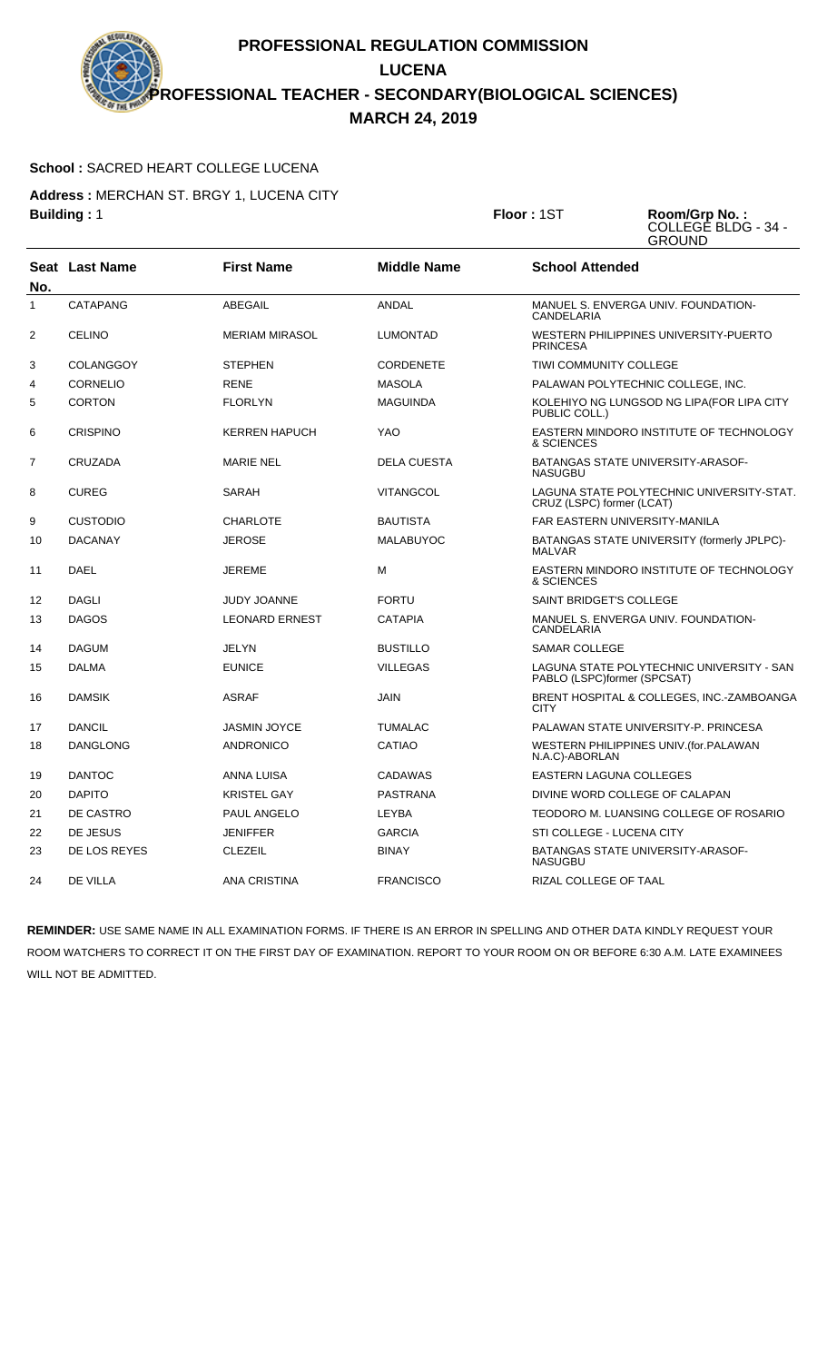# PROFESSIONAL REGULATION COMMISSION

## LUCENA

## PROFESSIONAL TEACHER - SECONDARY(BIOLOGICAL SCIENCES)

## MARCH 24, 2019

**School :** SACRED HEART COLLEGE LUCENA

**Address :** MERCHAN ST. BRGY 1, LUCENA CITY

**Building :** 1 **Floor :** 1ST **Room/Grp No. :** COLLEGE BLDG - 34 - GROUND

| Seat No. | Last Name | First Name | Middle Name | School Attended |
|---|---|---|---|---|
| 1 | CATAPANG | ABEGAIL | ANDAL | MANUEL S. ENVERGA UNIV. FOUNDATION-CANDELARIA |
| 2 | CELINO | MERIAM MIRASOL | LUMONTAD | WESTERN PHILIPPINES UNIVERSITY-PUERTO PRINCESA |
| 3 | COLANGGOY | STEPHEN | CORDENETE | TIWI COMMUNITY COLLEGE |
| 4 | CORNELIO | RENE | MASOLA | PALAWAN POLYTECHNIC COLLEGE, INC. |
| 5 | CORTON | FLORLYN | MAGUINDA | KOLEHIYO NG LUNGSOD NG LIPA(FOR LIPA CITY PUBLIC COLL.) |
| 6 | CRISPINO | KERREN HAPUCH | YAO | EASTERN MINDORO INSTITUTE OF TECHNOLOGY & SCIENCES |
| 7 | CRUZADA | MARIE NEL | DELA CUESTA | BATANGAS STATE UNIVERSITY-ARASOF-NASUGBU |
| 8 | CUREG | SARAH | VITANGCOL | LAGUNA STATE POLYTECHNIC UNIVERSITY-STAT. CRUZ (LSPC) former (LCAT) |
| 9 | CUSTODIO | CHARLOTE | BAUTISTA | FAR EASTERN UNIVERSITY-MANILA |
| 10 | DACANAY | JEROSE | MALABUYOC | BATANGAS STATE UNIVERSITY (formerly JPLPC)-MALVAR |
| 11 | DAEL | JEREME | M | EASTERN MINDORO INSTITUTE OF TECHNOLOGY & SCIENCES |
| 12 | DAGLI | JUDY JOANNE | FORTU | SAINT BRIDGET'S COLLEGE |
| 13 | DAGOS | LEONARD ERNEST | CATAPIA | MANUEL S. ENVERGA UNIV. FOUNDATION-CANDELARIA |
| 14 | DAGUM | JELYN | BUSTILLO | SAMAR COLLEGE |
| 15 | DALMA | EUNICE | VILLEGAS | LAGUNA STATE POLYTECHNIC UNIVERSITY - SAN PABLO (LSPC)former (SPCSAT) |
| 16 | DAMSIK | ASRAF | JAIN | BRENT HOSPITAL & COLLEGES, INC.-ZAMBOANGA CITY |
| 17 | DANCIL | JASMIN JOYCE | TUMALAC | PALAWAN STATE UNIVERSITY-P. PRINCESA |
| 18 | DANGLONG | ANDRONICO | CATIAO | WESTERN PHILIPPINES UNIV.(for.PALAWAN N.A.C)-ABORLAN |
| 19 | DANTOC | ANNA LUISA | CADAWAS | EASTERN LAGUNA COLLEGES |
| 20 | DAPITO | KRISTEL GAY | PASTRANA | DIVINE WORD COLLEGE OF CALAPAN |
| 21 | DE CASTRO | PAUL ANGELO | LEYBA | TEODORO M. LUANSING COLLEGE OF ROSARIO |
| 22 | DE JESUS | JENIFFER | GARCIA | STI COLLEGE - LUCENA CITY |
| 23 | DE LOS REYES | CLEZEIL | BINAY | BATANGAS STATE UNIVERSITY-ARASOF-NASUGBU |
| 24 | DE VILLA | ANA CRISTINA | FRANCISCO | RIZAL COLLEGE OF TAAL |

**REMINDER:** USE SAME NAME IN ALL EXAMINATION FORMS. IF THERE IS AN ERROR IN SPELLING AND OTHER DATA KINDLY REQUEST YOUR ROOM WATCHERS TO CORRECT IT ON THE FIRST DAY OF EXAMINATION. REPORT TO YOUR ROOM ON OR BEFORE 6:30 A.M. LATE EXAMINEES WILL NOT BE ADMITTED.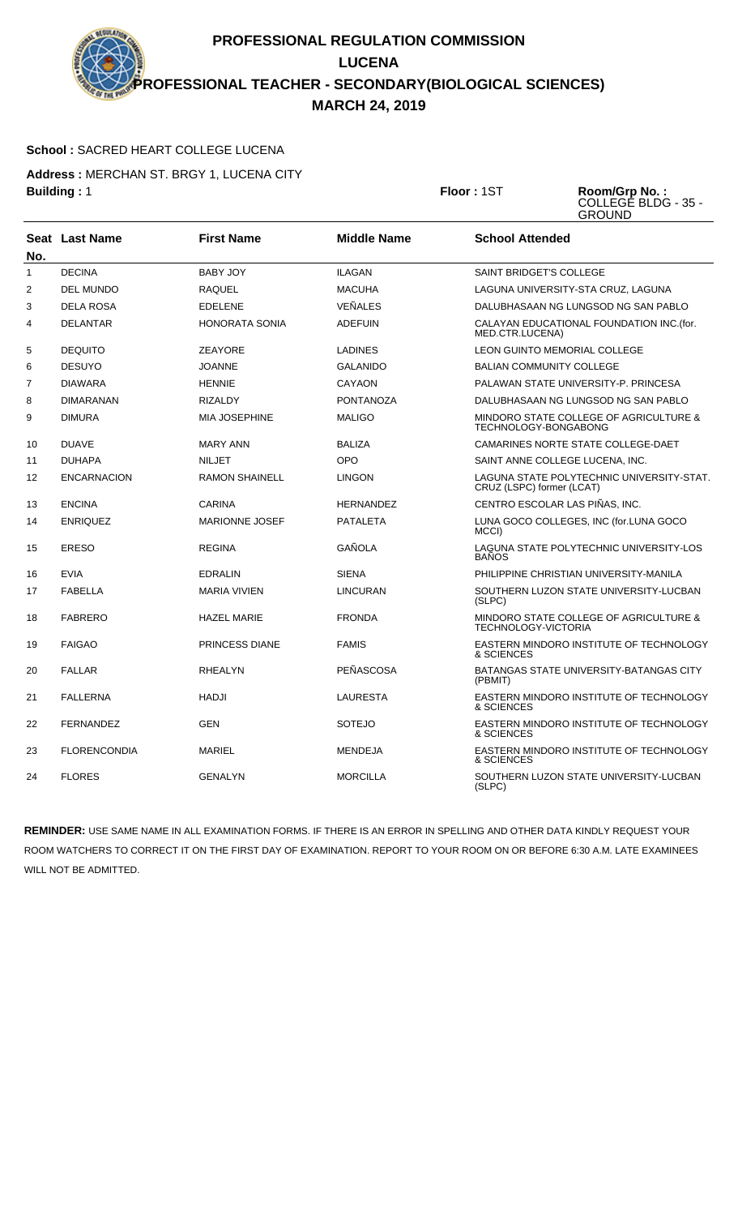# PROFESSIONAL REGULATION COMMISSION
## LUCENA
## PROFESSIONAL TEACHER - SECONDARY(BIOLOGICAL SCIENCES)
## MARCH 24, 2019

**School :** SACRED HEART COLLEGE LUCENA

**Address :** MERCHAN ST. BRGY 1, LUCENA CITY

**Building :** 1 **Floor :** 1ST **Room/Grp No. :** COLLEGE BLDG - 35 - GROUND

| Seat No. | Last Name | First Name | Middle Name | School Attended |
|---|---|---|---|---|
| 1 | DECINA | BABY JOY | ILAGAN | SAINT BRIDGET'S COLLEGE |
| 2 | DEL MUNDO | RAQUEL | MACUHA | LAGUNA UNIVERSITY-STA CRUZ, LAGUNA |
| 3 | DELA ROSA | EDELENE | VEÑALES | DALUBHASAAN NG LUNGSOD NG SAN PABLO |
| 4 | DELANTAR | HONORATA SONIA | ADEFUIN | CALAYAN EDUCATIONAL FOUNDATION INC.(for. MED.CTR.LUCENA) |
| 5 | DEQUITO | ZEAYORE | LADINES | LEON GUINTO MEMORIAL COLLEGE |
| 6 | DESUYO | JOANNE | GALANIDO | BALIAN COMMUNITY COLLEGE |
| 7 | DIAWARA | HENNIE | CAYAON | PALAWAN STATE UNIVERSITY-P. PRINCESA |
| 8 | DIMARANAN | RIZALDY | PONTANOZA | DALUBHASAAN NG LUNGSOD NG SAN PABLO |
| 9 | DIMURA | MIA JOSEPHINE | MALIGO | MINDORO STATE COLLEGE OF AGRICULTURE & TECHNOLOGY-BONGABONG |
| 10 | DUAVE | MARY ANN | BALIZA | CAMARINES NORTE STATE COLLEGE-DAET |
| 11 | DUHAPA | NILJET | OPO | SAINT ANNE COLLEGE LUCENA, INC. |
| 12 | ENCARNACION | RAMON SHAINELL | LINGON | LAGUNA STATE POLYTECHNIC UNIVERSITY-STAT. CRUZ (LSPC) former (LCAT) |
| 13 | ENCINA | CARINA | HERNANDEZ | CENTRO ESCOLAR LAS PIÑAS, INC. |
| 14 | ENRIQUEZ | MARIONNE JOSEF | PATALETA | LUNA GOCO COLLEGES, INC (for.LUNA GOCO MCCI) |
| 15 | ERESO | REGINA | GAÑOLA | LAGUNA STATE POLYTECHNIC UNIVERSITY-LOS BAÑOS |
| 16 | EVIA | EDRALIN | SIENA | PHILIPPINE CHRISTIAN UNIVERSITY-MANILA |
| 17 | FABELLA | MARIA VIVIEN | LINCURAN | SOUTHERN LUZON STATE UNIVERSITY-LUCBAN (SLPC) |
| 18 | FABRERO | HAZEL MARIE | FRONDA | MINDORO STATE COLLEGE OF AGRICULTURE & TECHNOLOGY-VICTORIA |
| 19 | FAIGAO | PRINCESS DIANE | FAMIS | EASTERN MINDORO INSTITUTE OF TECHNOLOGY & SCIENCES |
| 20 | FALLAR | RHEALYN | PEÑASCOSA | BATANGAS STATE UNIVERSITY-BATANGAS CITY (PBMIT) |
| 21 | FALLERNA | HADJI | LAURESTA | EASTERN MINDORO INSTITUTE OF TECHNOLOGY & SCIENCES |
| 22 | FERNANDEZ | GEN | SOTEJO | EASTERN MINDORO INSTITUTE OF TECHNOLOGY & SCIENCES |
| 23 | FLORENCONDIA | MARIEL | MENDEJA | EASTERN MINDORO INSTITUTE OF TECHNOLOGY & SCIENCES |
| 24 | FLORES | GENALYN | MORCILLA | SOUTHERN LUZON STATE UNIVERSITY-LUCBAN (SLPC) |

**REMINDER:** USE SAME NAME IN ALL EXAMINATION FORMS. IF THERE IS AN ERROR IN SPELLING AND OTHER DATA KINDLY REQUEST YOUR ROOM WATCHERS TO CORRECT IT ON THE FIRST DAY OF EXAMINATION. REPORT TO YOUR ROOM ON OR BEFORE 6:30 A.M. LATE EXAMINEES WILL NOT BE ADMITTED.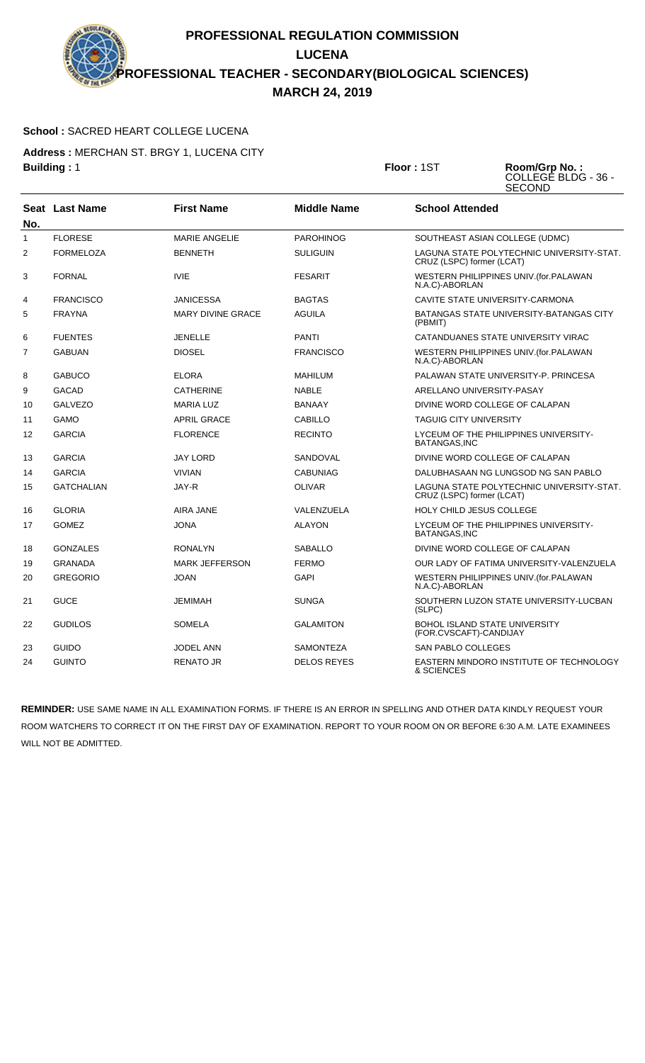# PROFESSIONAL REGULATION COMMISSION
## LUCENA
## PROFESSIONAL TEACHER - SECONDARY(BIOLOGICAL SCIENCES)
## MARCH 24, 2019

**School :** SACRED HEART COLLEGE LUCENA

**Address :** MERCHAN ST. BRGY 1, LUCENA CITY

**Building :** 1 **Floor :** 1ST **Room/Grp No. :** COLLEGE BLDG - 36 - SECOND

| Seat No. | Last Name | First Name | Middle Name | School Attended |
|---|---|---|---|---|
| 1 | FLORESE | MARIE ANGELIE | PAROHINOG | SOUTHEAST ASIAN COLLEGE (UDMC) |
| 2 | FORMELOZA | BENNETH | SULIGUIN | LAGUNA STATE POLYTECHNIC UNIVERSITY-STAT. CRUZ (LSPC) former (LCAT) |
| 3 | FORNAL | IVIE | FESARIT | WESTERN PHILIPPINES UNIV.(for.PALAWAN N.A.C)-ABORLAN |
| 4 | FRANCISCO | JANICESSA | BAGTAS | CAVITE STATE UNIVERSITY-CARMONA |
| 5 | FRAYNA | MARY DIVINE GRACE | AGUILA | BATANGAS STATE UNIVERSITY-BATANGAS CITY (PBMIT) |
| 6 | FUENTES | JENELLE | PANTI | CATANDUANES STATE UNIVERSITY VIRAC |
| 7 | GABUAN | DIOSEL | FRANCISCO | WESTERN PHILIPPINES UNIV.(for.PALAWAN N.A.C)-ABORLAN |
| 8 | GABUCO | ELORA | MAHILUM | PALAWAN STATE UNIVERSITY-P. PRINCESA |
| 9 | GACAD | CATHERINE | NABLE | ARELLANO UNIVERSITY-PASAY |
| 10 | GALVEZO | MARIA LUZ | BANAAY | DIVINE WORD COLLEGE OF CALAPAN |
| 11 | GAMO | APRIL GRACE | CABILLO | TAGUIG CITY UNIVERSITY |
| 12 | GARCIA | FLORENCE | RECINTO | LYCEUM OF THE PHILIPPINES UNIVERSITY-BATANGAS,INC |
| 13 | GARCIA | JAY LORD | SANDOVAL | DIVINE WORD COLLEGE OF CALAPAN |
| 14 | GARCIA | VIVIAN | CABUNIAG | DALUBHASAAN NG LUNGSOD NG SAN PABLO |
| 15 | GATCHALIAN | JAY-R | OLIVAR | LAGUNA STATE POLYTECHNIC UNIVERSITY-STAT. CRUZ (LSPC) former (LCAT) |
| 16 | GLORIA | AIRA JANE | VALENZUELA | HOLY CHILD JESUS COLLEGE |
| 17 | GOMEZ | JONA | ALAYON | LYCEUM OF THE PHILIPPINES UNIVERSITY-BATANGAS,INC |
| 18 | GONZALES | RONALYN | SABALLO | DIVINE WORD COLLEGE OF CALAPAN |
| 19 | GRANADA | MARK JEFFERSON | FERMO | OUR LADY OF FATIMA UNIVERSITY-VALENZUELA |
| 20 | GREGORIO | JOAN | GAPI | WESTERN PHILIPPINES UNIV.(for.PALAWAN N.A.C)-ABORLAN |
| 21 | GUCE | JEMIMAH | SUNGA | SOUTHERN LUZON STATE UNIVERSITY-LUCBAN (SLPC) |
| 22 | GUDILOS | SOMELA | GALAMITON | BOHOL ISLAND STATE UNIVERSITY (FOR.CVSCAFT)-CANDIJAY |
| 23 | GUIDO | JODEL ANN | SAMONTEZA | SAN PABLO COLLEGES |
| 24 | GUINTO | RENATO JR | DELOS REYES | EASTERN MINDORO INSTITUTE OF TECHNOLOGY & SCIENCES |

**REMINDER:** USE SAME NAME IN ALL EXAMINATION FORMS. IF THERE IS AN ERROR IN SPELLING AND OTHER DATA KINDLY REQUEST YOUR ROOM WATCHERS TO CORRECT IT ON THE FIRST DAY OF EXAMINATION. REPORT TO YOUR ROOM ON OR BEFORE 6:30 A.M. LATE EXAMINEES WILL NOT BE ADMITTED.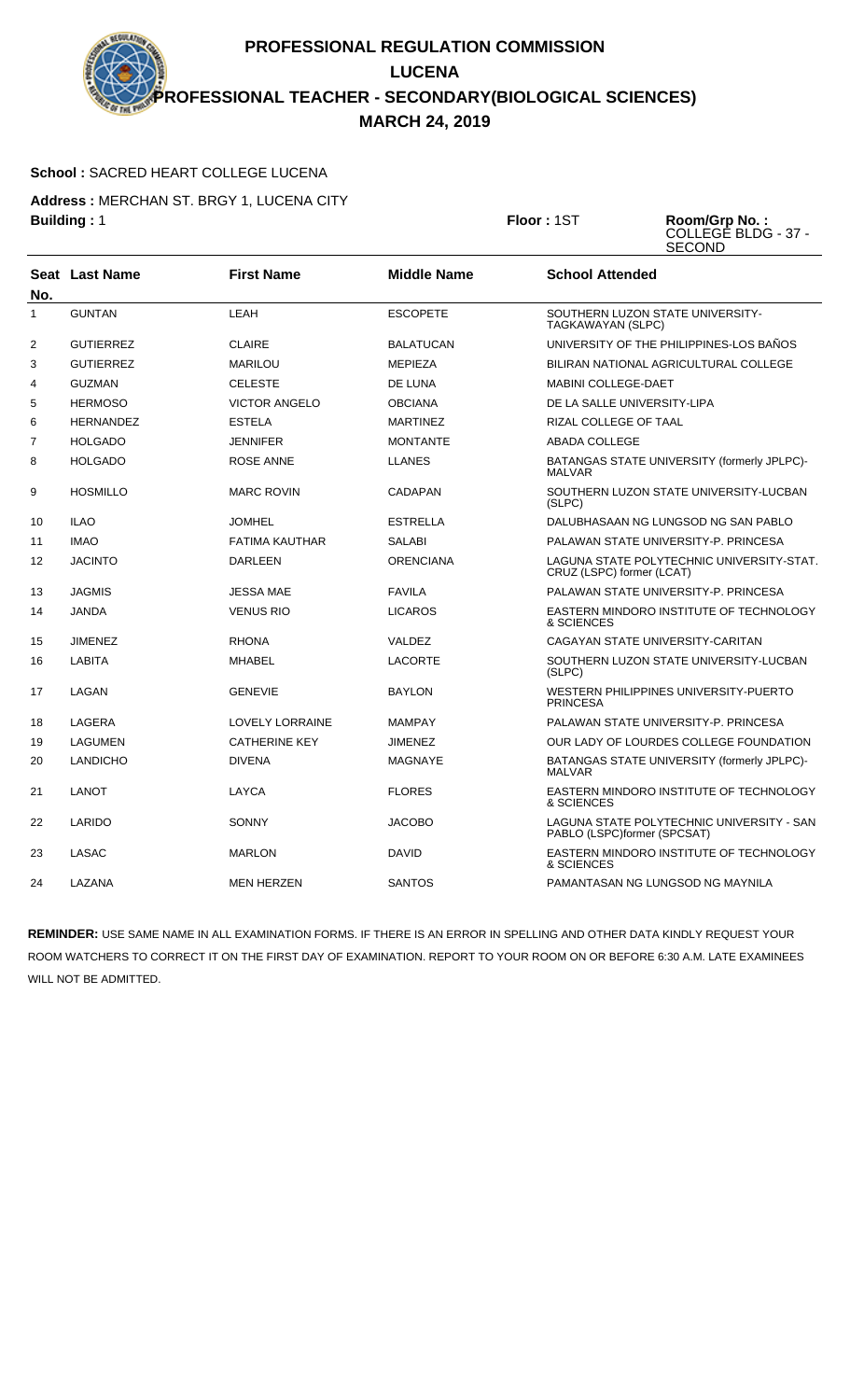# PROFESSIONAL REGULATION COMMISSION
## LUCENA
## PROFESSIONAL TEACHER - SECONDARY(BIOLOGICAL SCIENCES)
## MARCH 24, 2019

**School :** SACRED HEART COLLEGE LUCENA

**Address :** MERCHAN ST. BRGY 1, LUCENA CITY

**Building :** 1 **Floor :** 1ST **Room/Grp No. :** COLLEGE BLDG - 37 - SECOND

| Seat No. | Last Name | First Name | Middle Name | School Attended |
|---|---|---|---|---|
| 1 | GUNTAN | LEAH | ESCOPETE | SOUTHERN LUZON STATE UNIVERSITY-TAGKAWAYAN (SLPC) |
| 2 | GUTIERREZ | CLAIRE | BALATUCAN | UNIVERSITY OF THE PHILIPPINES-LOS BAÑOS |
| 3 | GUTIERREZ | MARILOU | MEPIEZA | BILIRAN NATIONAL AGRICULTURAL COLLEGE |
| 4 | GUZMAN | CELESTE | DE LUNA | MABINI COLLEGE-DAET |
| 5 | HERMOSO | VICTOR ANGELO | OBCIANA | DE LA SALLE UNIVERSITY-LIPA |
| 6 | HERNANDEZ | ESTELA | MARTINEZ | RIZAL COLLEGE OF TAAL |
| 7 | HOLGADO | JENNIFER | MONTANTE | ABADA COLLEGE |
| 8 | HOLGADO | ROSE ANNE | LLANES | BATANGAS STATE UNIVERSITY (formerly JPLPC)-MALVAR |
| 9 | HOSMILLO | MARC ROVIN | CADAPAN | SOUTHERN LUZON STATE UNIVERSITY-LUCBAN (SLPC) |
| 10 | ILAO | JOMHEL | ESTRELLA | DALUBHASAAN NG LUNGSOD NG SAN PABLO |
| 11 | IMAO | FATIMA KAUTHAR | SALABI | PALAWAN STATE UNIVERSITY-P. PRINCESA |
| 12 | JACINTO | DARLEEN | ORENCIANA | LAGUNA STATE POLYTECHNIC UNIVERSITY-STAT. CRUZ (LSPC) former (LCAT) |
| 13 | JAGMIS | JESSA MAE | FAVILA | PALAWAN STATE UNIVERSITY-P. PRINCESA |
| 14 | JANDA | VENUS RIO | LICAROS | EASTERN MINDORO INSTITUTE OF TECHNOLOGY & SCIENCES |
| 15 | JIMENEZ | RHONA | VALDEZ | CAGAYAN STATE UNIVERSITY-CARITAN |
| 16 | LABITA | MHABEL | LACORTE | SOUTHERN LUZON STATE UNIVERSITY-LUCBAN (SLPC) |
| 17 | LAGAN | GENEVIE | BAYLON | WESTERN PHILIPPINES UNIVERSITY-PUERTO PRINCESA |
| 18 | LAGERA | LOVELY LORRAINE | MAMPAY | PALAWAN STATE UNIVERSITY-P. PRINCESA |
| 19 | LAGUMEN | CATHERINE KEY | JIMENEZ | OUR LADY OF LOURDES COLLEGE FOUNDATION |
| 20 | LANDICHO | DIVENA | MAGNAYE | BATANGAS STATE UNIVERSITY (formerly JPLPC)-MALVAR |
| 21 | LANOT | LAYCA | FLORES | EASTERN MINDORO INSTITUTE OF TECHNOLOGY & SCIENCES |
| 22 | LARIDO | SONNY | JACOBO | LAGUNA STATE POLYTECHNIC UNIVERSITY - SAN PABLO (LSPC)former (SPCSAT) |
| 23 | LASAC | MARLON | DAVID | EASTERN MINDORO INSTITUTE OF TECHNOLOGY & SCIENCES |
| 24 | LAZANA | MEN HERZEN | SANTOS | PAMANTASAN NG LUNGSOD NG MAYNILA |

**REMINDER:** USE SAME NAME IN ALL EXAMINATION FORMS. IF THERE IS AN ERROR IN SPELLING AND OTHER DATA KINDLY REQUEST YOUR ROOM WATCHERS TO CORRECT IT ON THE FIRST DAY OF EXAMINATION. REPORT TO YOUR ROOM ON OR BEFORE 6:30 A.M. LATE EXAMINEES WILL NOT BE ADMITTED.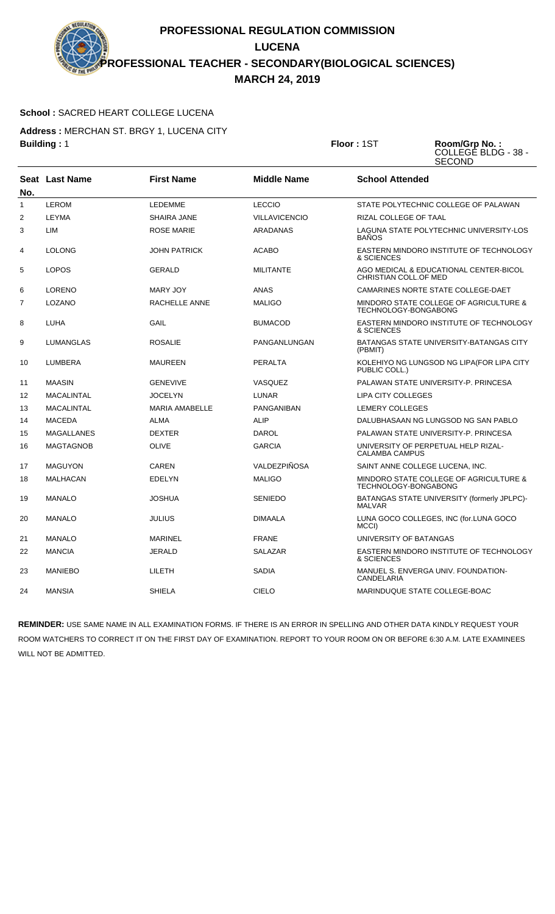# PROFESSIONAL REGULATION COMMISSION
## LUCENA
## PROFESSIONAL TEACHER - SECONDARY(BIOLOGICAL SCIENCES)
## MARCH 24, 2019

**School :** SACRED HEART COLLEGE LUCENA

**Address :** MERCHAN ST. BRGY 1, LUCENA CITY

**Building :** 1 **Floor :** 1ST **Room/Grp No. :** COLLEGE BLDG - 38 - SECOND

| Seat No. | Last Name | First Name | Middle Name | School Attended |
|---|---|---|---|---|
| 1 | LEROM | LEDEMME | LECCIO | STATE POLYTECHNIC COLLEGE OF PALAWAN |
| 2 | LEYMA | SHAIRA JANE | VILLAVICENCIO | RIZAL COLLEGE OF TAAL |
| 3 | LIM | ROSE MARIE | ARADANAS | LAGUNA STATE POLYTECHNIC UNIVERSITY-LOS BAÑOS |
| 4 | LOLONG | JOHN PATRICK | ACABO | EASTERN MINDORO INSTITUTE OF TECHNOLOGY & SCIENCES |
| 5 | LOPOS | GERALD | MILITANTE | AGO MEDICAL & EDUCATIONAL CENTER-BICOL CHRISTIAN COLL.OF MED |
| 6 | LORENO | MARY JOY | ANAS | CAMARINES NORTE STATE COLLEGE-DAET |
| 7 | LOZANO | RACHELLE ANNE | MALIGO | MINDORO STATE COLLEGE OF AGRICULTURE & TECHNOLOGY-BONGABONG |
| 8 | LUHA | GAIL | BUMACOD | EASTERN MINDORO INSTITUTE OF TECHNOLOGY & SCIENCES |
| 9 | LUMANGLAS | ROSALIE | PANGANLUNGAN | BATANGAS STATE UNIVERSITY-BATANGAS CITY (PBMIT) |
| 10 | LUMBERA | MAUREEN | PERALTA | KOLEHIYO NG LUNGSOD NG LIPA(FOR LIPA CITY PUBLIC COLL.) |
| 11 | MAASIN | GENEVIVE | VASQUEZ | PALAWAN STATE UNIVERSITY-P. PRINCESA |
| 12 | MACALINTAL | JOCELYN | LUNAR | LIPA CITY COLLEGES |
| 13 | MACALINTAL | MARIA AMABELLE | PANGANIBAN | LEMERY COLLEGES |
| 14 | MACEDA | ALMA | ALIP | DALUBHASAAN NG LUNGSOD NG SAN PABLO |
| 15 | MAGALLANES | DEXTER | DAROL | PALAWAN STATE UNIVERSITY-P. PRINCESA |
| 16 | MAGTAGNOB | OLIVE | GARCIA | UNIVERSITY OF PERPETUAL HELP RIZAL-CALAMBA CAMPUS |
| 17 | MAGUYON | CAREN | VALDEZPIÑOSA | SAINT ANNE COLLEGE LUCENA, INC. |
| 18 | MALHACAN | EDELYN | MALIGO | MINDORO STATE COLLEGE OF AGRICULTURE & TECHNOLOGY-BONGABONG |
| 19 | MANALO | JOSHUA | SENIEDO | BATANGAS STATE UNIVERSITY (formerly JPLPC)-MALVAR |
| 20 | MANALO | JULIUS | DIMAALA | LUNA GOCO COLLEGES, INC (for.LUNA GOCO MCCI) |
| 21 | MANALO | MARINEL | FRANE | UNIVERSITY OF BATANGAS |
| 22 | MANCIA | JERALD | SALAZAR | EASTERN MINDORO INSTITUTE OF TECHNOLOGY & SCIENCES |
| 23 | MANIEBO | LILETH | SADIA | MANUEL S. ENVERGA UNIV. FOUNDATION-CANDELARIA |
| 24 | MANSIA | SHIELA | CIELO | MARINDUQUE STATE COLLEGE-BOAC |

**REMINDER:** USE SAME NAME IN ALL EXAMINATION FORMS. IF THERE IS AN ERROR IN SPELLING AND OTHER DATA KINDLY REQUEST YOUR ROOM WATCHERS TO CORRECT IT ON THE FIRST DAY OF EXAMINATION. REPORT TO YOUR ROOM ON OR BEFORE 6:30 A.M. LATE EXAMINEES WILL NOT BE ADMITTED.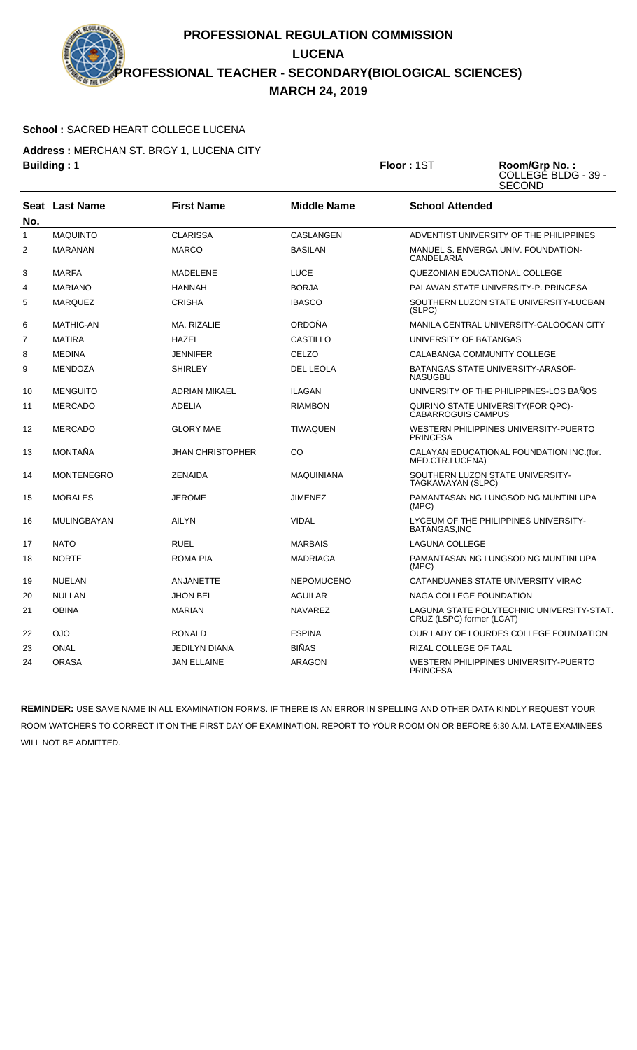# PROFESSIONAL REGULATION COMMISSION

## LUCENA

## PROFESSIONAL TEACHER - SECONDARY(BIOLOGICAL SCIENCES)

## MARCH 24, 2019

**School :** SACRED HEART COLLEGE LUCENA

**Address :** MERCHAN ST. BRGY 1, LUCENA CITY

**Building :** 1 **Floor :** 1ST **Room/Grp No. :** COLLEGE BLDG - 39 - SECOND

| Seat No. | Last Name | First Name | Middle Name | School Attended |
|---|---|---|---|---|
| 1 | MAQUINTO | CLARISSA | CASLANGEN | ADVENTIST UNIVERSITY OF THE PHILIPPINES |
| 2 | MARANAN | MARCO | BASILAN | MANUEL S. ENVERGA UNIV. FOUNDATION-CANDELARIA |
| 3 | MARFA | MADELENE | LUCE | QUEZONIAN EDUCATIONAL COLLEGE |
| 4 | MARIANO | HANNAH | BORJA | PALAWAN STATE UNIVERSITY-P. PRINCESA |
| 5 | MARQUEZ | CRISHA | IBASCO | SOUTHERN LUZON STATE UNIVERSITY-LUCBAN (SLPC) |
| 6 | MATHIC-AN | MA. RIZALIE | ORDOÑA | MANILA CENTRAL UNIVERSITY-CALOOCAN CITY |
| 7 | MATIRA | HAZEL | CASTILLO | UNIVERSITY OF BATANGAS |
| 8 | MEDINA | JENNIFER | CELZO | CALABANGA COMMUNITY COLLEGE |
| 9 | MENDOZA | SHIRLEY | DEL LEOLA | BATANGAS STATE UNIVERSITY-ARASOF-NASUGBU |
| 10 | MENGUITO | ADRIAN MIKAEL | ILAGAN | UNIVERSITY OF THE PHILIPPINES-LOS BAÑOS |
| 11 | MERCADO | ADELIA | RIAMBON | QUIRINO STATE UNIVERSITY(FOR QPC)-CABARROGUIS CAMPUS |
| 12 | MERCADO | GLORY MAE | TIWAQUEN | WESTERN PHILIPPINES UNIVERSITY-PUERTO PRINCESA |
| 13 | MONTAÑA | JHAN CHRISTOPHER | CO | CALAYAN EDUCATIONAL FOUNDATION INC.(for. MED.CTR.LUCENA) |
| 14 | MONTENEGRO | ZENAIDA | MAQUINIANA | SOUTHERN LUZON STATE UNIVERSITY-TAGKAWAYAN (SLPC) |
| 15 | MORALES | JEROME | JIMENEZ | PAMANTASAN NG LUNGSOD NG MUNTINLUPA (MPC) |
| 16 | MULINGBAYAN | AILYN | VIDAL | LYCEUM OF THE PHILIPPINES UNIVERSITY-BATANGAS,INC |
| 17 | NATO | RUEL | MARBAIS | LAGUNA COLLEGE |
| 18 | NORTE | ROMA PIA | MADRIAGA | PAMANTASAN NG LUNGSOD NG MUNTINLUPA (MPC) |
| 19 | NUELAN | ANJANETTE | NEPOMUCENO | CATANDUANES STATE UNIVERSITY VIRAC |
| 20 | NULLAN | JHON BEL | AGUILAR | NAGA COLLEGE FOUNDATION |
| 21 | OBINA | MARIAN | NAVAREZ | LAGUNA STATE POLYTECHNIC UNIVERSITY-STAT. CRUZ (LSPC) former (LCAT) |
| 22 | OJO | RONALD | ESPINA | OUR LADY OF LOURDES COLLEGE FOUNDATION |
| 23 | ONAL | JEDILYN DIANA | BIÑAS | RIZAL COLLEGE OF TAAL |
| 24 | ORASA | JAN ELLAINE | ARAGON | WESTERN PHILIPPINES UNIVERSITY-PUERTO PRINCESA |

**REMINDER:** USE SAME NAME IN ALL EXAMINATION FORMS. IF THERE IS AN ERROR IN SPELLING AND OTHER DATA KINDLY REQUEST YOUR ROOM WATCHERS TO CORRECT IT ON THE FIRST DAY OF EXAMINATION. REPORT TO YOUR ROOM ON OR BEFORE 6:30 A.M. LATE EXAMINEES WILL NOT BE ADMITTED.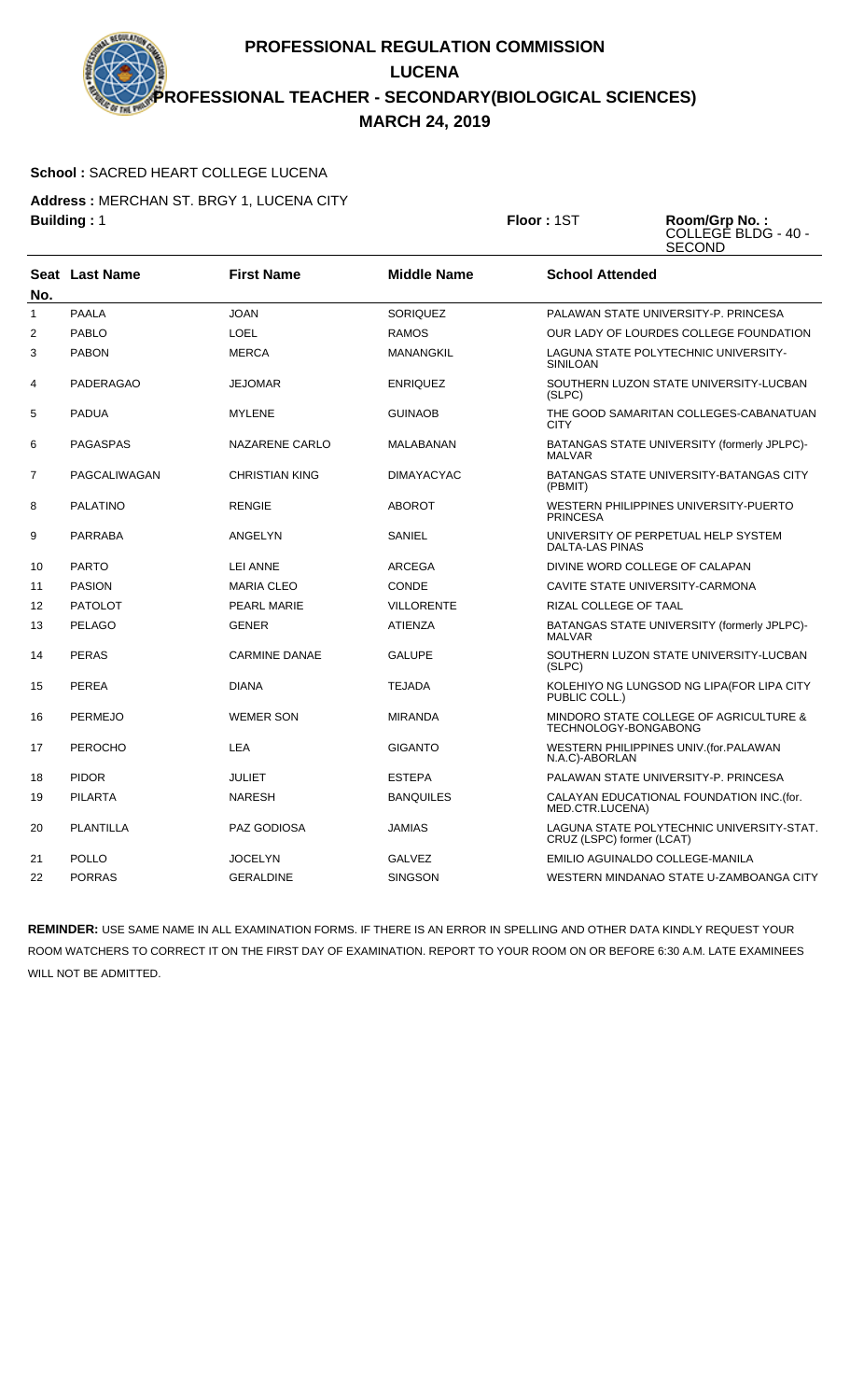# PROFESSIONAL REGULATION COMMISSION
## LUCENA
## PROFESSIONAL TEACHER - SECONDARY(BIOLOGICAL SCIENCES)
## MARCH 24, 2019

**School :** SACRED HEART COLLEGE LUCENA

**Address :** MERCHAN ST. BRGY 1, LUCENA CITY

**Building :** 1 **Floor :** 1ST **Room/Grp No. :** COLLEGE BLDG - 40 - SECOND

| Seat No. | Last Name | First Name | Middle Name | School Attended |
|---|---|---|---|---|
| 1 | PAALA | JOAN | SORIQUEZ | PALAWAN STATE UNIVERSITY-P. PRINCESA |
| 2 | PABLO | LOEL | RAMOS | OUR LADY OF LOURDES COLLEGE FOUNDATION |
| 3 | PABON | MERCA | MANANGKIL | LAGUNA STATE POLYTECHNIC UNIVERSITY-SINILOAN |
| 4 | PADERAGAO | JEJOMAR | ENRIQUEZ | SOUTHERN LUZON STATE UNIVERSITY-LUCBAN (SLPC) |
| 5 | PADUA | MYLENE | GUINAOB | THE GOOD SAMARITAN COLLEGES-CABANATUAN CITY |
| 6 | PAGASPAS | NAZARENE CARLO | MALABANAN | BATANGAS STATE UNIVERSITY (formerly JPLPC)-MALVAR |
| 7 | PAGCALIWAGAN | CHRISTIAN KING | DIMAYACYAC | BATANGAS STATE UNIVERSITY-BATANGAS CITY (PBMIT) |
| 8 | PALATINO | RENGIE | ABOROT | WESTERN PHILIPPINES UNIVERSITY-PUERTO PRINCESA |
| 9 | PARRABA | ANGELYN | SANIEL | UNIVERSITY OF PERPETUAL HELP SYSTEM DALTA-LAS PINAS |
| 10 | PARTO | LEI ANNE | ARCEGA | DIVINE WORD COLLEGE OF CALAPAN |
| 11 | PASION | MARIA CLEO | CONDE | CAVITE STATE UNIVERSITY-CARMONA |
| 12 | PATOLOT | PEARL MARIE | VILLORENTE | RIZAL COLLEGE OF TAAL |
| 13 | PELAGO | GENER | ATIENZA | BATANGAS STATE UNIVERSITY (formerly JPLPC)-MALVAR |
| 14 | PERAS | CARMINE DANAE | GALUPE | SOUTHERN LUZON STATE UNIVERSITY-LUCBAN (SLPC) |
| 15 | PEREA | DIANA | TEJADA | KOLEHIYO NG LUNGSOD NG LIPA(FOR LIPA CITY PUBLIC COLL.) |
| 16 | PERMEJO | WEMER SON | MIRANDA | MINDORO STATE COLLEGE OF AGRICULTURE & TECHNOLOGY-BONGABONG |
| 17 | PEROCHO | LEA | GIGANTO | WESTERN PHILIPPINES UNIV.(for.PALAWAN N.A.C)-ABORLAN |
| 18 | PIDOR | JULIET | ESTEPA | PALAWAN STATE UNIVERSITY-P. PRINCESA |
| 19 | PILARTA | NARESH | BANQUILES | CALAYAN EDUCATIONAL FOUNDATION INC.(for. MED.CTR.LUCENA) |
| 20 | PLANTILLA | PAZ GODIOSA | JAMIAS | LAGUNA STATE POLYTECHNIC UNIVERSITY-STAT. CRUZ (LSPC) former (LCAT) |
| 21 | POLLO | JOCELYN | GALVEZ | EMILIO AGUINALDO COLLEGE-MANILA |
| 22 | PORRAS | GERALDINE | SINGSON | WESTERN MINDANAO STATE U-ZAMBOANGA CITY |

**REMINDER:** USE SAME NAME IN ALL EXAMINATION FORMS. IF THERE IS AN ERROR IN SPELLING AND OTHER DATA KINDLY REQUEST YOUR ROOM WATCHERS TO CORRECT IT ON THE FIRST DAY OF EXAMINATION. REPORT TO YOUR ROOM ON OR BEFORE 6:30 A.M. LATE EXAMINEES WILL NOT BE ADMITTED.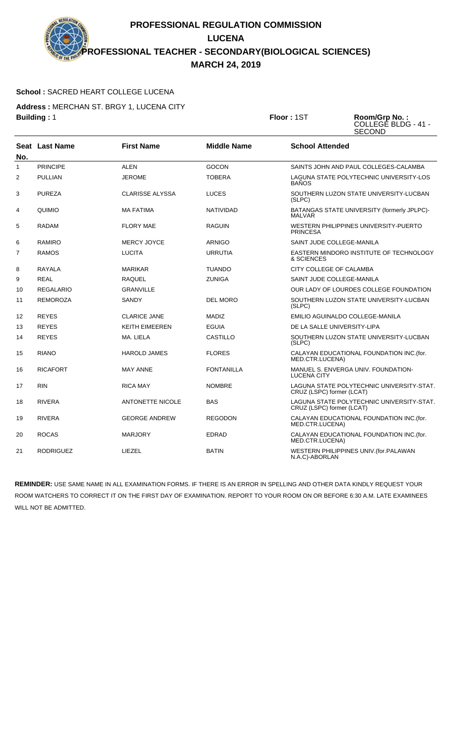# PROFESSIONAL REGULATION COMMISSION

## LUCENA

## PROFESSIONAL TEACHER - SECONDARY(BIOLOGICAL SCIENCES)

## MARCH 24, 2019

**School :** SACRED HEART COLLEGE LUCENA

**Address :** MERCHAN ST. BRGY 1, LUCENA CITY

**Building :** 1 **Floor :** 1ST **Room/Grp No. :** COLLEGE BLDG - 41 - SECOND

| Seat No. | Last Name | First Name | Middle Name | School Attended |
|---|---|---|---|---|
| 1 | PRINCIPE | ALEN | GOCON | SAINTS JOHN AND PAUL COLLEGES-CALAMBA |
| 2 | PULLIAN | JEROME | TOBERA | LAGUNA STATE POLYTECHNIC UNIVERSITY-LOS BAÑOS |
| 3 | PUREZA | CLARISSE ALYSSA | LUCES | SOUTHERN LUZON STATE UNIVERSITY-LUCBAN (SLPC) |
| 4 | QUIMIO | MA FATIMA | NATIVIDAD | BATANGAS STATE UNIVERSITY (formerly JPLPC)-MALVAR |
| 5 | RADAM | FLORY MAE | RAGUIN | WESTERN PHILIPPINES UNIVERSITY-PUERTO PRINCESA |
| 6 | RAMIRO | MERCY JOYCE | ARNIGO | SAINT JUDE COLLEGE-MANILA |
| 7 | RAMOS | LUCITA | URRUTIA | EASTERN MINDORO INSTITUTE OF TECHNOLOGY & SCIENCES |
| 8 | RAYALA | MARIKAR | TUANDO | CITY COLLEGE OF CALAMBA |
| 9 | REAL | RAQUEL | ZUNIGA | SAINT JUDE COLLEGE-MANILA |
| 10 | REGALARIO | GRANVILLE | | OUR LADY OF LOURDES COLLEGE FOUNDATION |
| 11 | REMOROZA | SANDY | DEL MORO | SOUTHERN LUZON STATE UNIVERSITY-LUCBAN (SLPC) |
| 12 | REYES | CLARICE JANE | MADIZ | EMILIO AGUINALDO COLLEGE-MANILA |
| 13 | REYES | KEITH EIMEEREN | EGUIA | DE LA SALLE UNIVERSITY-LIPA |
| 14 | REYES | MA. LIELA | CASTILLO | SOUTHERN LUZON STATE UNIVERSITY-LUCBAN (SLPC) |
| 15 | RIANO | HAROLD JAMES | FLORES | CALAYAN EDUCATIONAL FOUNDATION INC.(for. MED.CTR.LUCENA) |
| 16 | RICAFORT | MAY ANNE | FONTANILLA | MANUEL S. ENVERGA UNIV. FOUNDATION-LUCENA CITY |
| 17 | RIN | RICA MAY | NOMBRE | LAGUNA STATE POLYTECHNIC UNIVERSITY-STAT. CRUZ (LSPC) former (LCAT) |
| 18 | RIVERA | ANTONETTE NICOLE | BAS | LAGUNA STATE POLYTECHNIC UNIVERSITY-STAT. CRUZ (LSPC) former (LCAT) |
| 19 | RIVERA | GEORGE ANDREW | REGODON | CALAYAN EDUCATIONAL FOUNDATION INC.(for. MED.CTR.LUCENA) |
| 20 | ROCAS | MARJORY | EDRAD | CALAYAN EDUCATIONAL FOUNDATION INC.(for. MED.CTR.LUCENA) |
| 21 | RODRIGUEZ | LIEZEL | BATIN | WESTERN PHILIPPINES UNIV.(for.PALAWAN N.A.C)-ABORLAN |

**REMINDER:** USE SAME NAME IN ALL EXAMINATION FORMS. IF THERE IS AN ERROR IN SPELLING AND OTHER DATA KINDLY REQUEST YOUR ROOM WATCHERS TO CORRECT IT ON THE FIRST DAY OF EXAMINATION. REPORT TO YOUR ROOM ON OR BEFORE 6:30 A.M. LATE EXAMINEES WILL NOT BE ADMITTED.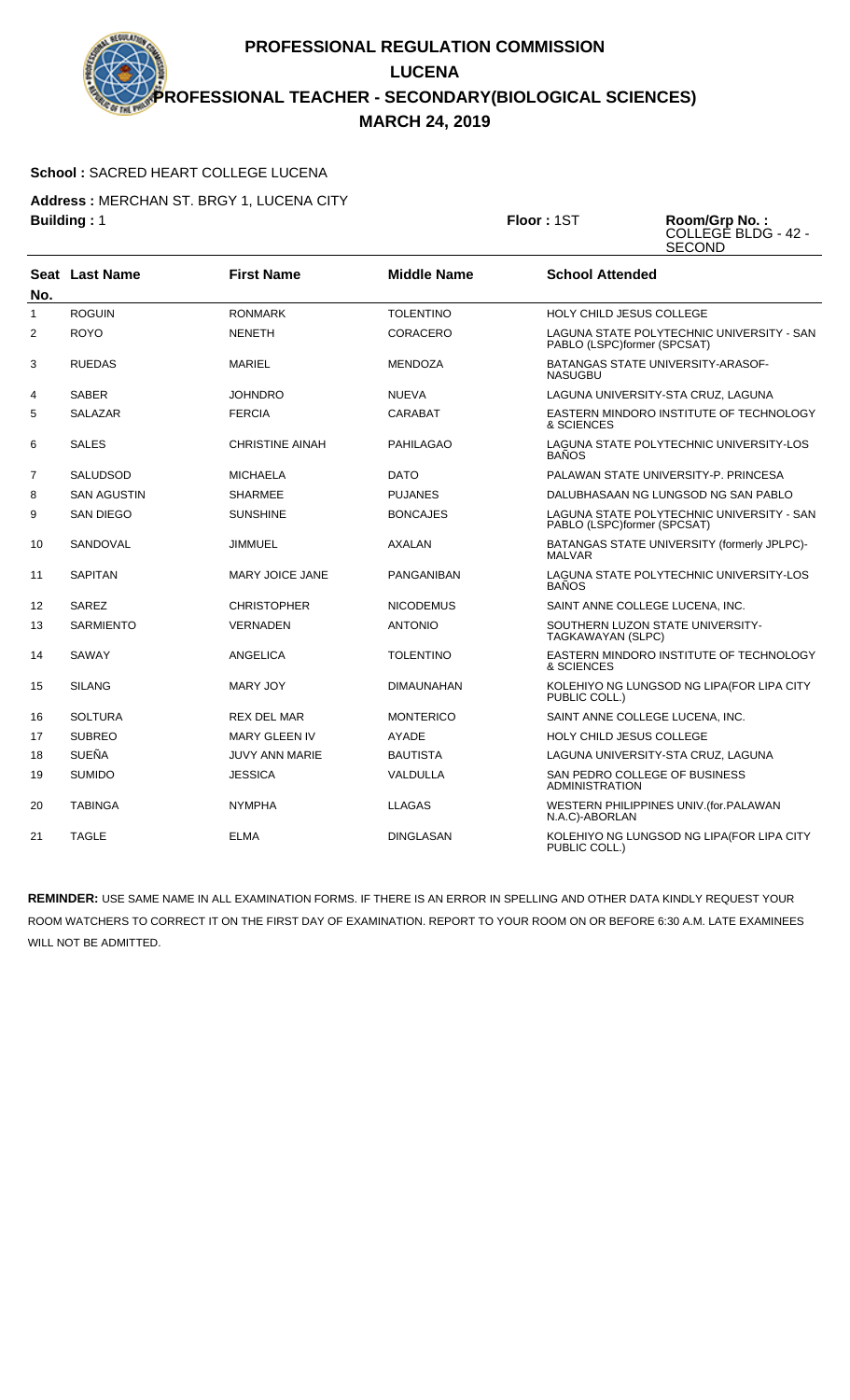# PROFESSIONAL REGULATION COMMISSION
## LUCENA
## PROFESSIONAL TEACHER - SECONDARY(BIOLOGICAL SCIENCES)
## MARCH 24, 2019

**School :** SACRED HEART COLLEGE LUCENA

**Address :** MERCHAN ST. BRGY 1, LUCENA CITY

**Building :** 1 **Floor :** 1ST **Room/Grp No. :** COLLEGE BLDG - 42 - SECOND

| Seat No. | Last Name | First Name | Middle Name | School Attended |
|---|---|---|---|---|
| 1 | ROGUIN | RONMARK | TOLENTINO | HOLY CHILD JESUS COLLEGE |
| 2 | ROYO | NENETH | CORACERO | LAGUNA STATE POLYTECHNIC UNIVERSITY - SAN PABLO (LSPC)former (SPCSAT) |
| 3 | RUEDAS | MARIEL | MENDOZA | BATANGAS STATE UNIVERSITY-ARASOF-NASUGBU |
| 4 | SABER | JOHNDRO | NUEVA | LAGUNA UNIVERSITY-STA CRUZ, LAGUNA |
| 5 | SALAZAR | FERCIA | CARABAT | EASTERN MINDORO INSTITUTE OF TECHNOLOGY & SCIENCES |
| 6 | SALES | CHRISTINE AINAH | PAHILAGAO | LAGUNA STATE POLYTECHNIC UNIVERSITY-LOS BAÑOS |
| 7 | SALUDSOD | MICHAELA | DATO | PALAWAN STATE UNIVERSITY-P. PRINCESA |
| 8 | SAN AGUSTIN | SHARMEE | PUJANES | DALUBHASAAN NG LUNGSOD NG SAN PABLO |
| 9 | SAN DIEGO | SUNSHINE | BONCAJES | LAGUNA STATE POLYTECHNIC UNIVERSITY - SAN PABLO (LSPC)former (SPCSAT) |
| 10 | SANDOVAL | JIMMUEL | AXALAN | BATANGAS STATE UNIVERSITY (formerly JPLPC)-MALVAR |
| 11 | SAPITAN | MARY JOICE JANE | PANGANIBAN | LAGUNA STATE POLYTECHNIC UNIVERSITY-LOS BAÑOS |
| 12 | SAREZ | CHRISTOPHER | NICODEMUS | SAINT ANNE COLLEGE LUCENA, INC. |
| 13 | SARMIENTO | VERNADEN | ANTONIO | SOUTHERN LUZON STATE UNIVERSITY-TAGKAWAYAN (SLPC) |
| 14 | SAWAY | ANGELICA | TOLENTINO | EASTERN MINDORO INSTITUTE OF TECHNOLOGY & SCIENCES |
| 15 | SILANG | MARY JOY | DIMAUNAHAN | KOLEHIYO NG LUNGSOD NG LIPA(FOR LIPA CITY PUBLIC COLL.) |
| 16 | SOLTURA | REX DEL MAR | MONTERICO | SAINT ANNE COLLEGE LUCENA, INC. |
| 17 | SUBREO | MARY GLEEN IV | AYADE | HOLY CHILD JESUS COLLEGE |
| 18 | SUEÑA | JUVY ANN MARIE | BAUTISTA | LAGUNA UNIVERSITY-STA CRUZ, LAGUNA |
| 19 | SUMIDO | JESSICA | VALDULLA | SAN PEDRO COLLEGE OF BUSINESS ADMINISTRATION |
| 20 | TABINGA | NYMPHA | LLAGAS | WESTERN PHILIPPINES UNIV.(for.PALAWAN N.A.C)-ABORLAN |
| 21 | TAGLE | ELMA | DINGLASAN | KOLEHIYO NG LUNGSOD NG LIPA(FOR LIPA CITY PUBLIC COLL.) |

**REMINDER:** USE SAME NAME IN ALL EXAMINATION FORMS. IF THERE IS AN ERROR IN SPELLING AND OTHER DATA KINDLY REQUEST YOUR ROOM WATCHERS TO CORRECT IT ON THE FIRST DAY OF EXAMINATION. REPORT TO YOUR ROOM ON OR BEFORE 6:30 A.M. LATE EXAMINEES WILL NOT BE ADMITTED.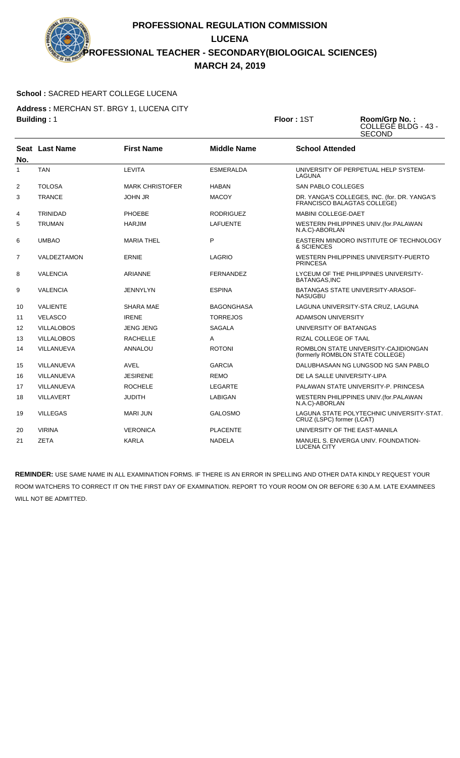# PROFESSIONAL REGULATION COMMISSION
## LUCENA
## PROFESSIONAL TEACHER - SECONDARY(BIOLOGICAL SCIENCES)
## MARCH 24, 2019

**School :** SACRED HEART COLLEGE LUCENA

**Address :** MERCHAN ST. BRGY 1, LUCENA CITY

**Building :** 1 **Floor :** 1ST **Room/Grp No. :** COLLEGE BLDG - 43 - SECOND

| Seat No. | Last Name | First Name | Middle Name | School Attended |
|---|---|---|---|---|
| 1 | TAN | LEVITA | ESMERALDA | UNIVERSITY OF PERPETUAL HELP SYSTEM-LAGUNA |
| 2 | TOLOSA | MARK CHRISTOFER | HABAN | SAN PABLO COLLEGES |
| 3 | TRANCE | JOHN JR | MACOY | DR. YANGA'S COLLEGES, INC. (for. DR. YANGA'S FRANCISCO BALAGTAS COLLEGE) |
| 4 | TRINIDAD | PHOEBE | RODRIGUEZ | MABINI COLLEGE-DAET |
| 5 | TRUMAN | HARJIM | LAFUENTE | WESTERN PHILIPPINES UNIV.(for.PALAWAN N.A.C)-ABORLAN |
| 6 | UMBAO | MARIA THEL | P | EASTERN MINDORO INSTITUTE OF TECHNOLOGY & SCIENCES |
| 7 | VALDEZTAMON | ERNIE | LAGRIO | WESTERN PHILIPPINES UNIVERSITY-PUERTO PRINCESA |
| 8 | VALENCIA | ARIANNE | FERNANDEZ | LYCEUM OF THE PHILIPPINES UNIVERSITY-BATANGAS,INC |
| 9 | VALENCIA | JENNYLYN | ESPINA | BATANGAS STATE UNIVERSITY-ARASOF-NASUGBU |
| 10 | VALIENTE | SHARA MAE | BAGONGHASA | LAGUNA UNIVERSITY-STA CRUZ, LAGUNA |
| 11 | VELASCO | IRENE | TORREJOS | ADAMSON UNIVERSITY |
| 12 | VILLALOBOS | JENG JENG | SAGALA | UNIVERSITY OF BATANGAS |
| 13 | VILLALOBOS | RACHELLE | A | RIZAL COLLEGE OF TAAL |
| 14 | VILLANUEVA | ANNALOU | ROTONI | ROMBLON STATE UNIVERSITY-CAJIDIONGAN (formerly ROMBLON STATE COLLEGE) |
| 15 | VILLANUEVA | AVEL | GARCIA | DALUBHASAAN NG LUNGSOD NG SAN PABLO |
| 16 | VILLANUEVA | JESIRENE | REMO | DE LA SALLE UNIVERSITY-LIPA |
| 17 | VILLANUEVA | ROCHELE | LEGARTE | PALAWAN STATE UNIVERSITY-P. PRINCESA |
| 18 | VILLAVERT | JUDITH | LABIGAN | WESTERN PHILIPPINES UNIV.(for.PALAWAN N.A.C)-ABORLAN |
| 19 | VILLEGAS | MARI JUN | GALOSMO | LAGUNA STATE POLYTECHNIC UNIVERSITY-STAT. CRUZ (LSPC) former (LCAT) |
| 20 | VIRINA | VERONICA | PLACENTE | UNIVERSITY OF THE EAST-MANILA |
| 21 | ZETA | KARLA | NADELA | MANUEL S. ENVERGA UNIV. FOUNDATION-LUCENA CITY |

**REMINDER:** USE SAME NAME IN ALL EXAMINATION FORMS. IF THERE IS AN ERROR IN SPELLING AND OTHER DATA KINDLY REQUEST YOUR ROOM WATCHERS TO CORRECT IT ON THE FIRST DAY OF EXAMINATION. REPORT TO YOUR ROOM ON OR BEFORE 6:30 A.M. LATE EXAMINEES WILL NOT BE ADMITTED.